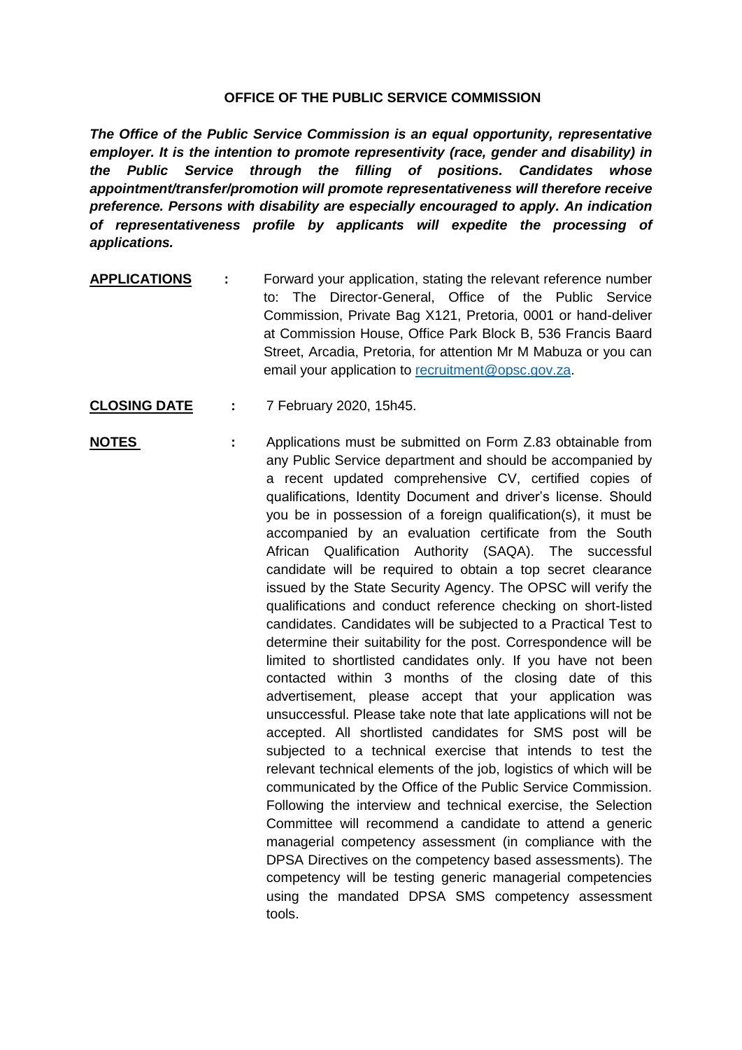**OFFICE OF THE PUBLIC SERVICE COMMISSION**

***The Office of the Public Service Commission is an equal opportunity, representative employer. It is the intention to promote representivity (race, gender and disability) in the Public Service through the filling of positions. Candidates whose appointment/transfer/promotion will promote representativeness will therefore receive preference. Persons with disability are especially encouraged to apply. An indication of representativeness profile by applicants will expedite the processing of applications.***

**APPLICATIONS** : Forward your application, stating the relevant reference number to: The Director-General, Office of the Public Service Commission, Private Bag X121, Pretoria, 0001 or hand-deliver at Commission House, Office Park Block B, 536 Francis Baard Street, Arcadia, Pretoria, for attention Mr M Mabuza or you can email your application to recruitment@opsc.gov.za.

**CLOSING DATE** : 7 February 2020, 15h45.

**NOTES** : Applications must be submitted on Form Z.83 obtainable from any Public Service department and should be accompanied by a recent updated comprehensive CV, certified copies of qualifications, Identity Document and driver's license. Should you be in possession of a foreign qualification(s), it must be accompanied by an evaluation certificate from the South African Qualification Authority (SAQA). The successful candidate will be required to obtain a top secret clearance issued by the State Security Agency. The OPSC will verify the qualifications and conduct reference checking on short-listed candidates. Candidates will be subjected to a Practical Test to determine their suitability for the post. Correspondence will be limited to shortlisted candidates only. If you have not been contacted within 3 months of the closing date of this advertisement, please accept that your application was unsuccessful. Please take note that late applications will not be accepted. All shortlisted candidates for SMS post will be subjected to a technical exercise that intends to test the relevant technical elements of the job, logistics of which will be communicated by the Office of the Public Service Commission. Following the interview and technical exercise, the Selection Committee will recommend a candidate to attend a generic managerial competency assessment (in compliance with the DPSA Directives on the competency based assessments). The competency will be testing generic managerial competencies using the mandated DPSA SMS competency assessment tools.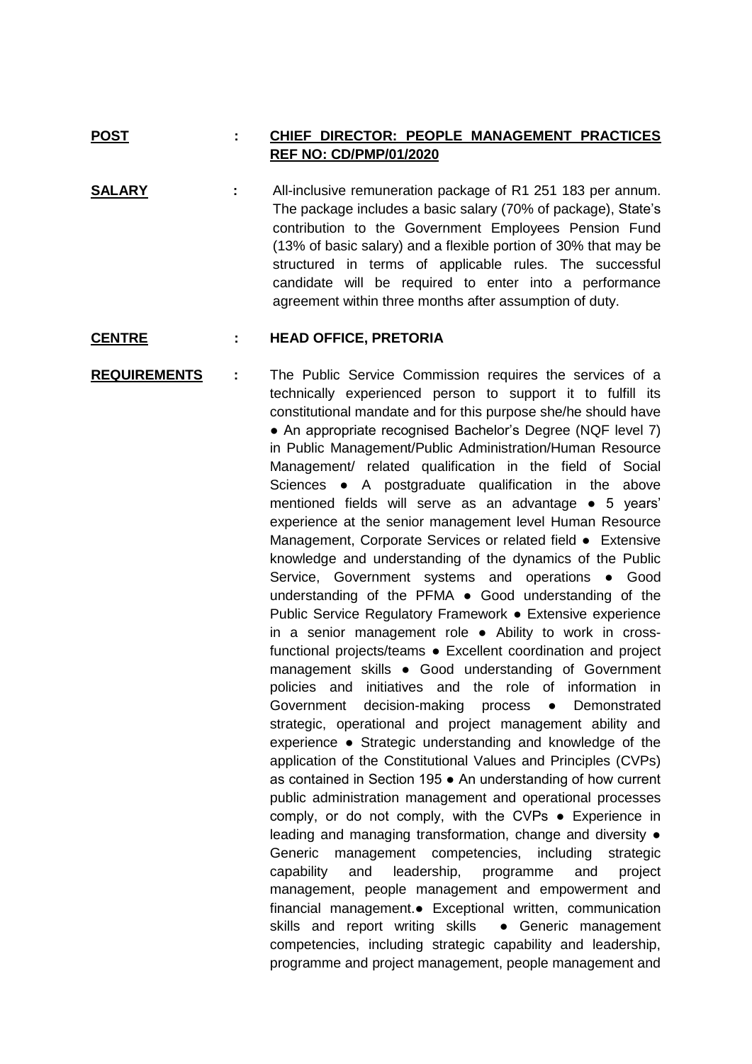**POST** : **CHIEF DIRECTOR: PEOPLE MANAGEMENT PRACTICES REF NO: CD/PMP/01/2020**

**SALARY** : All-inclusive remuneration package of R1 251 183 per annum. The package includes a basic salary (70% of package), State's contribution to the Government Employees Pension Fund (13% of basic salary) and a flexible portion of 30% that may be structured in terms of applicable rules. The successful candidate will be required to enter into a performance agreement within three months after assumption of duty.

**CENTRE** : **HEAD OFFICE, PRETORIA**

**REQUIREMENTS** : The Public Service Commission requires the services of a technically experienced person to support it to fulfill its constitutional mandate and for this purpose she/he should have ● An appropriate recognised Bachelor's Degree (NQF level 7) in Public Management/Public Administration/Human Resource Management/ related qualification in the field of Social Sciences ● A postgraduate qualification in the above mentioned fields will serve as an advantage ● 5 years' experience at the senior management level Human Resource Management, Corporate Services or related field ● Extensive knowledge and understanding of the dynamics of the Public Service, Government systems and operations ● Good understanding of the PFMA ● Good understanding of the Public Service Regulatory Framework ● Extensive experience in a senior management role ● Ability to work in cross-functional projects/teams ● Excellent coordination and project management skills ● Good understanding of Government policies and initiatives and the role of information in Government decision-making process ● Demonstrated strategic, operational and project management ability and experience ● Strategic understanding and knowledge of the application of the Constitutional Values and Principles (CVPs) as contained in Section 195 ● An understanding of how current public administration management and operational processes comply, or do not comply, with the CVPs ● Experience in leading and managing transformation, change and diversity ● Generic management competencies, including strategic capability and leadership, programme and project management, people management and empowerment and financial management.● Exceptional written, communication skills and report writing skills ● Generic management competencies, including strategic capability and leadership, programme and project management, people management and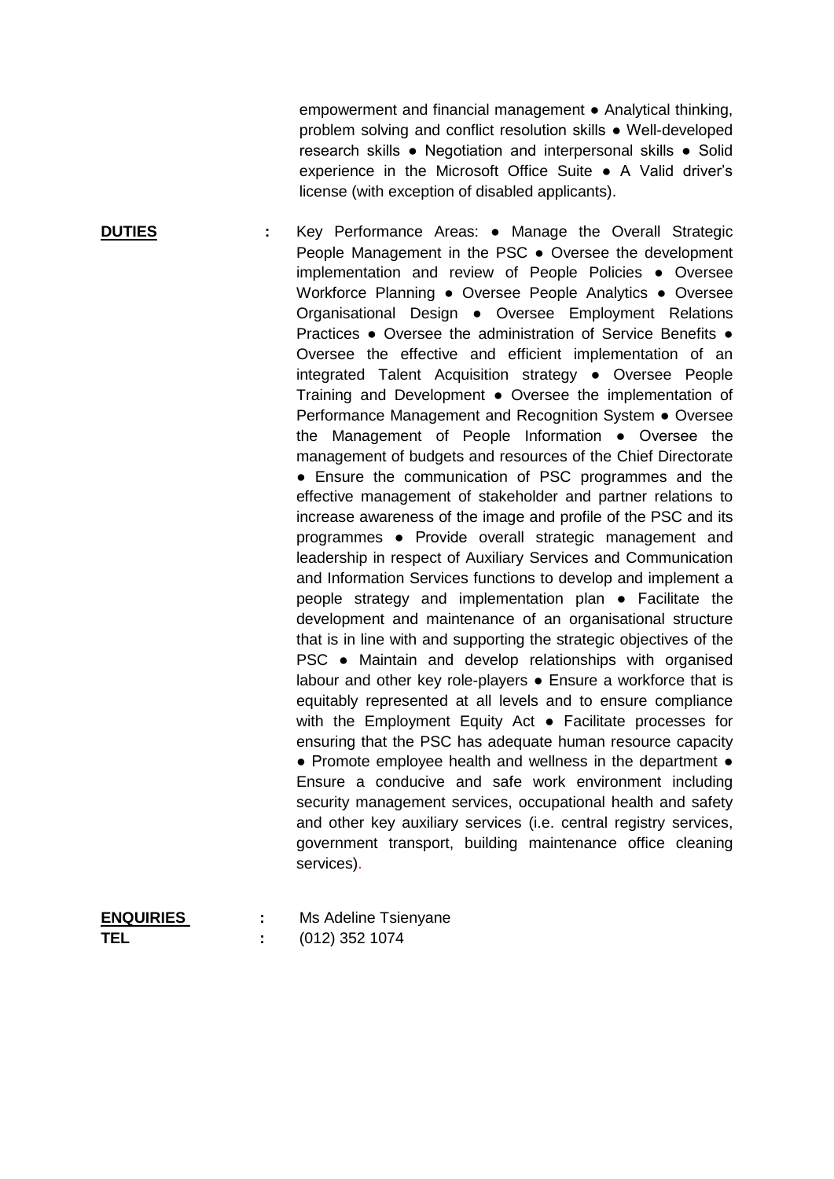empowerment and financial management ● Analytical thinking, problem solving and conflict resolution skills ● Well-developed research skills ● Negotiation and interpersonal skills ● Solid experience in the Microsoft Office Suite ● A Valid driver's license (with exception of disabled applicants).

**DUTIES** : Key Performance Areas: ● Manage the Overall Strategic People Management in the PSC ● Oversee the development implementation and review of People Policies ● Oversee Workforce Planning ● Oversee People Analytics ● Oversee Organisational Design ● Oversee Employment Relations Practices ● Oversee the administration of Service Benefits ● Oversee the effective and efficient implementation of an integrated Talent Acquisition strategy ● Oversee People Training and Development ● Oversee the implementation of Performance Management and Recognition System ● Oversee the Management of People Information ● Oversee the management of budgets and resources of the Chief Directorate ● Ensure the communication of PSC programmes and the effective management of stakeholder and partner relations to increase awareness of the image and profile of the PSC and its programmes ● Provide overall strategic management and leadership in respect of Auxiliary Services and Communication and Information Services functions to develop and implement a people strategy and implementation plan ● Facilitate the development and maintenance of an organisational structure that is in line with and supporting the strategic objectives of the PSC ● Maintain and develop relationships with organised labour and other key role-players ● Ensure a workforce that is equitably represented at all levels and to ensure compliance with the Employment Equity Act ● Facilitate processes for ensuring that the PSC has adequate human resource capacity ● Promote employee health and wellness in the department ● Ensure a conducive and safe work environment including security management services, occupational health and safety and other key auxiliary services (i.e. central registry services, government transport, building maintenance office cleaning services).

**ENQUIRIES** : Ms Adeline Tsienyane
**TEL** : (012) 352 1074